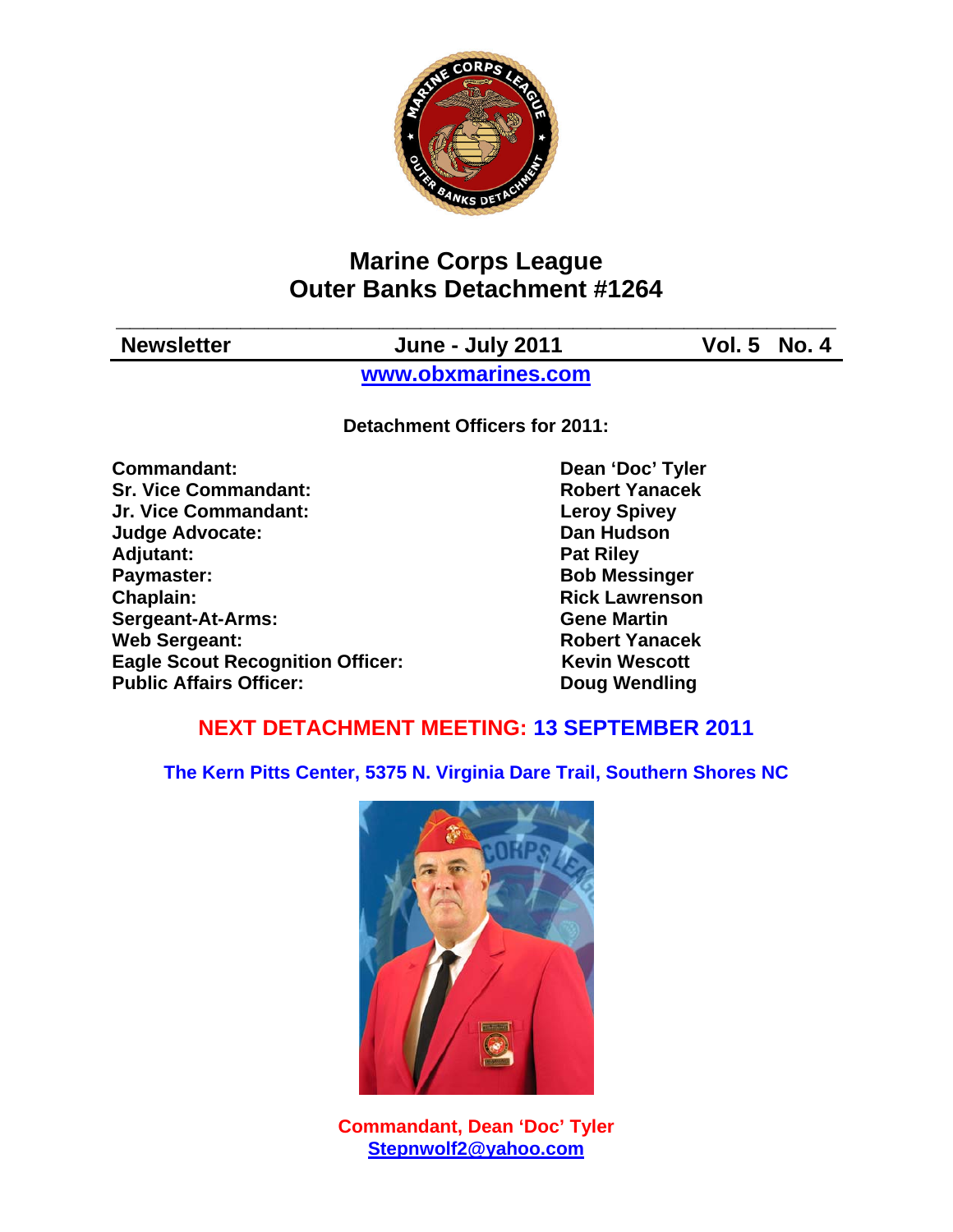# Marine Corps League
# Outer Banks Detachment #1264

**Newsletter** | **June - July 2011** | **Vol. 5 No. 4**

**www.obxmarines.com**

**Detachment Officers for 2011:**

| Office | Officer |
|---|---|
| **Commandant:** | **Dean 'Doc' Tyler** |
| **Sr. Vice Commandant:** | **Robert Yanacek** |
| **Jr. Vice Commandant:** | **Leroy Spivey** |
| **Judge Advocate:** | **Dan Hudson** |
| **Adjutant:** | **Pat Riley** |
| **Paymaster:** | **Bob Messinger** |
| **Chaplain:** | **Rick Lawrenson** |
| **Sergeant-At-Arms:** | **Gene Martin** |
| **Web Sergeant:** | **Robert Yanacek** |
| **Eagle Scout Recognition Officer:** | **Kevin Wescott** |
| **Public Affairs Officer:** | **Doug Wendling** |

## NEXT DETACHMENT MEETING: 13 SEPTEMBER 2011

**The Kern Pitts Center, 5375 N. Virginia Dare Trail, Southern Shores NC**

**Commandant, Dean 'Doc' Tyler**
**Stepnwolf2@yahoo.com**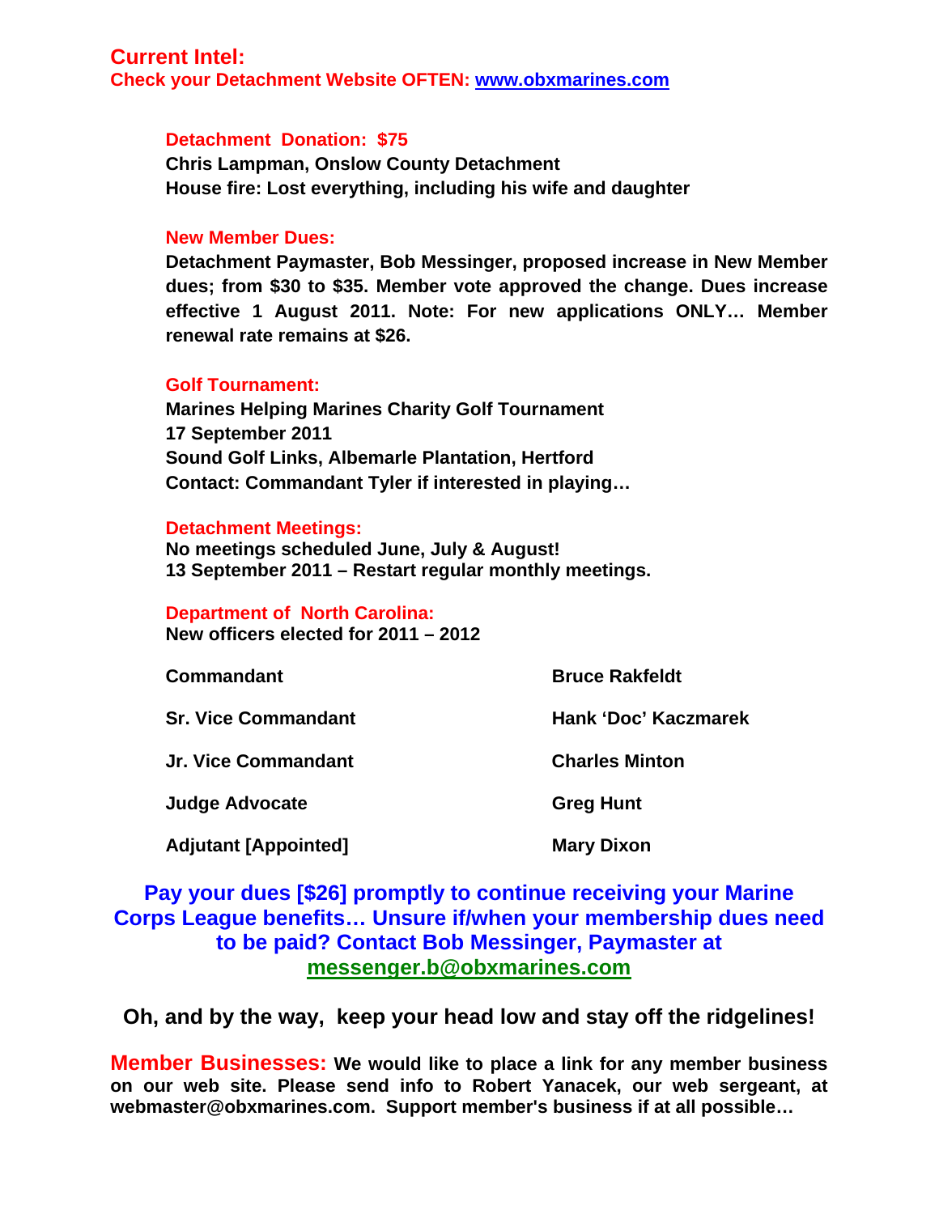## Current Intel:

**Check your Detachment Website OFTEN: [www.obxmarines.com](http://www.obxmarines.com)**

### Detachment Donation: $75

**Chris Lampman, Onslow County Detachment**
**House fire: Lost everything, including his wife and daughter**

### New Member Dues:

**Detachment Paymaster, Bob Messinger, proposed increase in New Member dues; from $30 to $35. Member vote approved the change. Dues increase effective 1 August 2011. Note: For new applications ONLY… Member renewal rate remains at $26.**

### Golf Tournament:

**Marines Helping Marines Charity Golf Tournament**
**17 September 2011**
**Sound Golf Links, Albemarle Plantation, Hertford**
**Contact: Commandant Tyler if interested in playing…**

### Detachment Meetings:

**No meetings scheduled June, July & August!**
**13 September 2011 – Restart regular monthly meetings.**

### Department of North Carolina:

**New officers elected for 2011 – 2012**

| | |
|---|---|
| **Commandant** | **Bruce Rakfeldt** |
| **Sr. Vice Commandant** | **Hank 'Doc' Kaczmarek** |
| **Jr. Vice Commandant** | **Charles Minton** |
| **Judge Advocate** | **Greg Hunt** |
| **Adjutant [Appointed]** | **Mary Dixon** |

**Pay your dues [$26] promptly to continue receiving your Marine Corps League benefits… Unsure if/when your membership dues need to be paid? Contact Bob Messinger, Paymaster at [messenger.b@obxmarines.com](mailto:messenger.b@obxmarines.com)**

**Oh, and by the way, keep your head low and stay off the ridgelines!**

**Member Businesses:** **We would like to place a link for any member business on our web site. Please send info to Robert Yanacek, our web sergeant, at webmaster@obxmarines.com. Support member's business if at all possible…**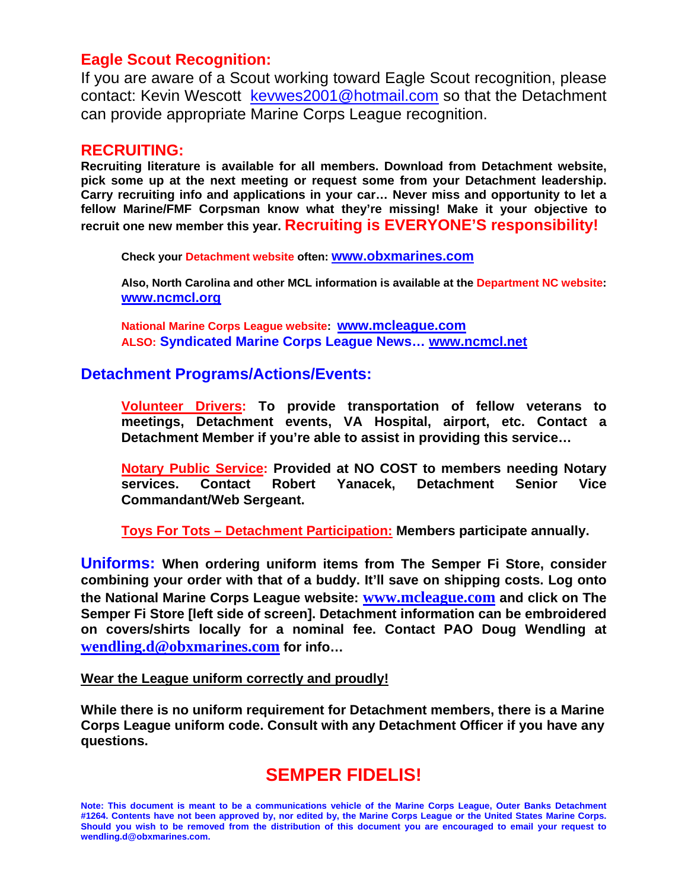## Eagle Scout Recognition:

If you are aware of a Scout working toward Eagle Scout recognition, please contact: Kevin Wescott kevwes2001@hotmail.com so that the Detachment can provide appropriate Marine Corps League recognition.

## RECRUITING:

**Recruiting literature is available for all members. Download from Detachment website, pick some up at the next meeting or request some from your Detachment leadership. Carry recruiting info and applications in your car… Never miss and opportunity to let a fellow Marine/FMF Corpsman know what they're missing! Make it your objective to recruit one new member this year. Recruiting is EVERYONE'S responsibility!**

**Check your Detachment website often: www.obxmarines.com**

**Also, North Carolina and other MCL information is available at the Department NC website: www.ncmcl.org**

**National Marine Corps League website: www.mcleague.com**
**ALSO: Syndicated Marine Corps League News… www.ncmcl.net**

## Detachment Programs/Actions/Events:

**Volunteer Drivers: To provide transportation of fellow veterans to meetings, Detachment events, VA Hospital, airport, etc. Contact a Detachment Member if you're able to assist in providing this service…**

**Notary Public Service: Provided at NO COST to members needing Notary services. Contact Robert Yanacek, Detachment Senior Vice Commandant/Web Sergeant.**

**Toys For Tots – Detachment Participation: Members participate annually.**

**Uniforms: When ordering uniform items from The Semper Fi Store, consider combining your order with that of a buddy. It'll save on shipping costs. Log onto the National Marine Corps League website: www.mcleague.com and click on The Semper Fi Store [left side of screen]. Detachment information can be embroidered on covers/shirts locally for a nominal fee. Contact PAO Doug Wendling at wendling.d@obxmarines.com for info…**

**Wear the League uniform correctly and proudly!**

**While there is no uniform requirement for Detachment members, there is a Marine Corps League uniform code. Consult with any Detachment Officer if you have any questions.**

## SEMPER FIDELIS!

**Note: This document is meant to be a communications vehicle of the Marine Corps League, Outer Banks Detachment #1264. Contents have not been approved by, nor edited by, the Marine Corps League or the United States Marine Corps. Should you wish to be removed from the distribution of this document you are encouraged to email your request to wendling.d@obxmarines.com.**